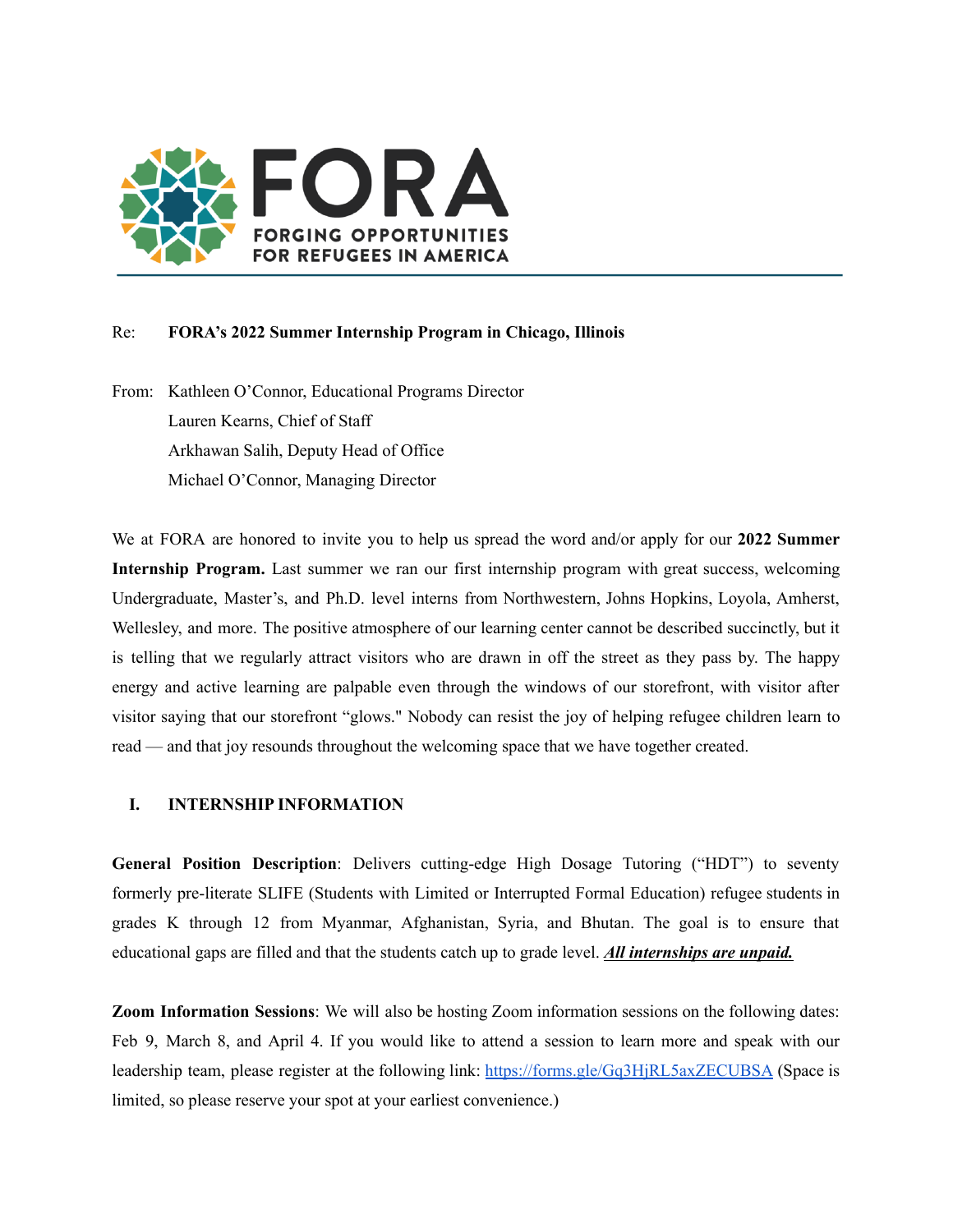# FORA

**FORGING OPPORTUNITIES FOR REFUGEES IN AMERICA**

---

Re: **FORA's 2022 Summer Internship Program in Chicago, Illinois**

From: Kathleen O'Connor, Educational Programs Director
Lauren Kearns, Chief of Staff
Arkhawan Salih, Deputy Head of Office
Michael O'Connor, Managing Director

We at FORA are honored to invite you to help us spread the word and/or apply for our **2022 Summer Internship Program.** Last summer we ran our first internship program with great success, welcoming Undergraduate, Master's, and Ph.D. level interns from Northwestern, Johns Hopkins, Loyola, Amherst, Wellesley, and more. The positive atmosphere of our learning center cannot be described succinctly, but it is telling that we regularly attract visitors who are drawn in off the street as they pass by. The happy energy and active learning are palpable even through the windows of our storefront, with visitor after visitor saying that our storefront "glows." Nobody can resist the joy of helping refugee children learn to read — and that joy resounds throughout the welcoming space that we have together created.

## I. INTERNSHIP INFORMATION

**General Position Description**: Delivers cutting-edge High Dosage Tutoring ("HDT") to seventy formerly pre-literate SLIFE (Students with Limited or Interrupted Formal Education) refugee students in grades K through 12 from Myanmar, Afghanistan, Syria, and Bhutan. The goal is to ensure that educational gaps are filled and that the students catch up to grade level. ***<u>All internships are unpaid.</u>***

**Zoom Information Sessions**: We will also be hosting Zoom information sessions on the following dates: Feb 9, March 8, and April 4. If you would like to attend a session to learn more and speak with our leadership team, please register at the following link: [https://forms.gle/Gq3HjRL5axZECUBSA](https://forms.gle/Gq3HjRL5axZECUBSA) (Space is limited, so please reserve your spot at your earliest convenience.)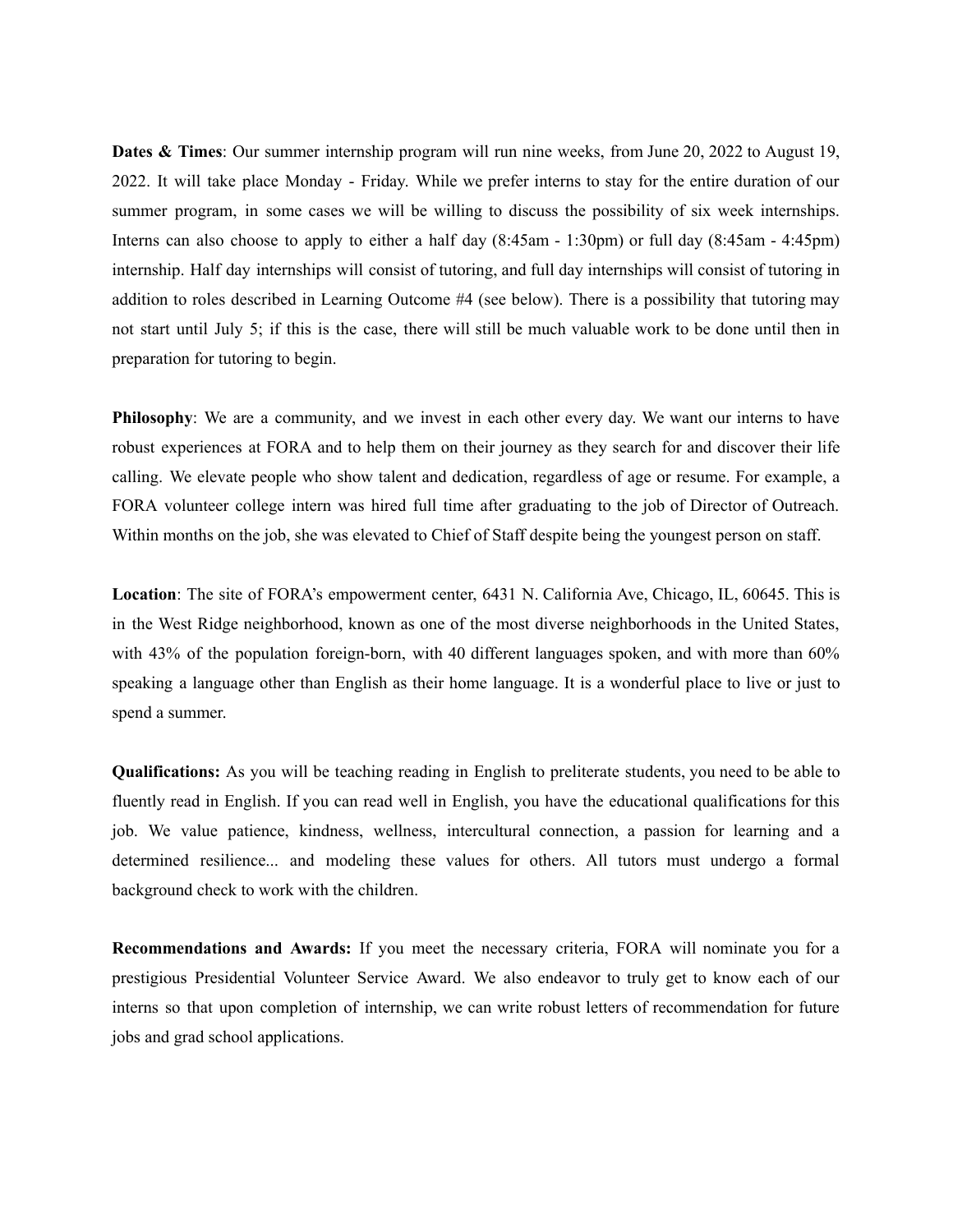**Dates & Times**: Our summer internship program will run nine weeks, from June 20, 2022 to August 19, 2022. It will take place Monday - Friday. While we prefer interns to stay for the entire duration of our summer program, in some cases we will be willing to discuss the possibility of six week internships. Interns can also choose to apply to either a half day (8:45am - 1:30pm) or full day (8:45am - 4:45pm) internship. Half day internships will consist of tutoring, and full day internships will consist of tutoring in addition to roles described in Learning Outcome #4 (see below). There is a possibility that tutoring may not start until July 5; if this is the case, there will still be much valuable work to be done until then in preparation for tutoring to begin.

**Philosophy**: We are a community, and we invest in each other every day. We want our interns to have robust experiences at FORA and to help them on their journey as they search for and discover their life calling. We elevate people who show talent and dedication, regardless of age or resume. For example, a FORA volunteer college intern was hired full time after graduating to the job of Director of Outreach. Within months on the job, she was elevated to Chief of Staff despite being the youngest person on staff.

**Location**: The site of FORA's empowerment center, 6431 N. California Ave, Chicago, IL, 60645. This is in the West Ridge neighborhood, known as one of the most diverse neighborhoods in the United States, with 43% of the population foreign-born, with 40 different languages spoken, and with more than 60% speaking a language other than English as their home language. It is a wonderful place to live or just to spend a summer.

**Qualifications:** As you will be teaching reading in English to preliterate students, you need to be able to fluently read in English. If you can read well in English, you have the educational qualifications for this job. We value patience, kindness, wellness, intercultural connection, a passion for learning and a determined resilience... and modeling these values for others. All tutors must undergo a formal background check to work with the children.

**Recommendations and Awards:** If you meet the necessary criteria, FORA will nominate you for a prestigious Presidential Volunteer Service Award. We also endeavor to truly get to know each of our interns so that upon completion of internship, we can write robust letters of recommendation for future jobs and grad school applications.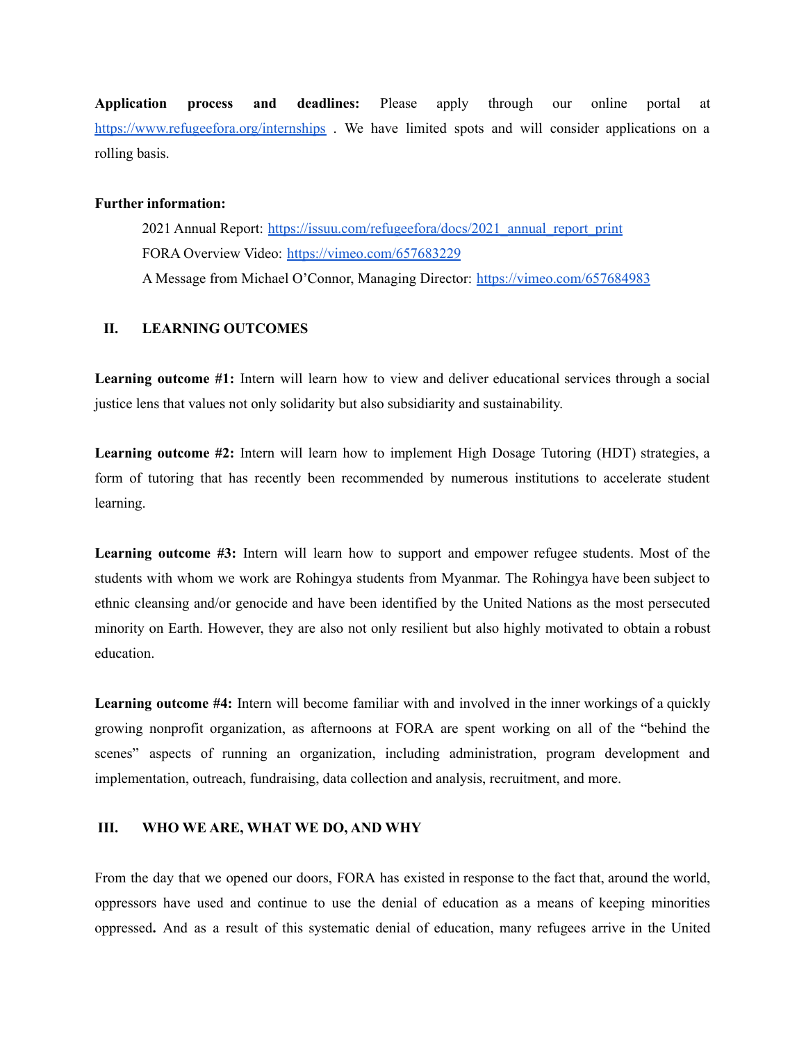**Application process and deadlines:** Please apply through our online portal at https://www.refugeefora.org/internships . We have limited spots and will consider applications on a rolling basis.

**Further information:**

2021 Annual Report: https://issuu.com/refugeefora/docs/2021_annual_report_print

FORA Overview Video: https://vimeo.com/657683229

A Message from Michael O'Connor, Managing Director: https://vimeo.com/657684983

## II. LEARNING OUTCOMES

**Learning outcome #1:** Intern will learn how to view and deliver educational services through a social justice lens that values not only solidarity but also subsidiarity and sustainability.

**Learning outcome #2:** Intern will learn how to implement High Dosage Tutoring (HDT) strategies, a form of tutoring that has recently been recommended by numerous institutions to accelerate student learning.

**Learning outcome #3:** Intern will learn how to support and empower refugee students. Most of the students with whom we work are Rohingya students from Myanmar. The Rohingya have been subject to ethnic cleansing and/or genocide and have been identified by the United Nations as the most persecuted minority on Earth. However, they are also not only resilient but also highly motivated to obtain a robust education.

**Learning outcome #4:** Intern will become familiar with and involved in the inner workings of a quickly growing nonprofit organization, as afternoons at FORA are spent working on all of the "behind the scenes" aspects of running an organization, including administration, program development and implementation, outreach, fundraising, data collection and analysis, recruitment, and more.

## III. WHO WE ARE, WHAT WE DO, AND WHY

From the day that we opened our doors, FORA has existed in response to the fact that, around the world, oppressors have used and continue to use the denial of education as a means of keeping minorities oppressed**.** And as a result of this systematic denial of education, many refugees arrive in the United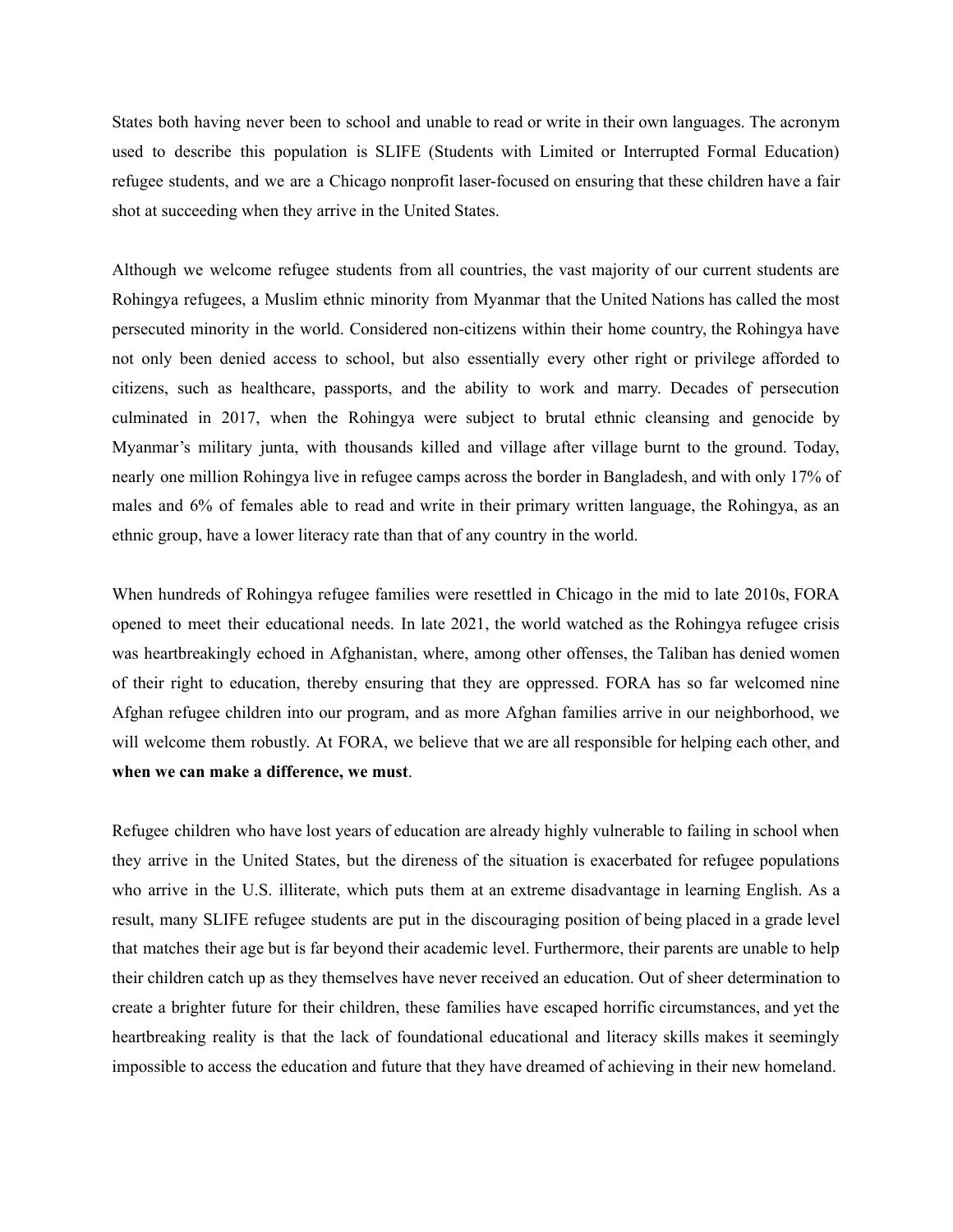States both having never been to school and unable to read or write in their own languages. The acronym used to describe this population is SLIFE (Students with Limited or Interrupted Formal Education) refugee students, and we are a Chicago nonprofit laser-focused on ensuring that these children have a fair shot at succeeding when they arrive in the United States.

Although we welcome refugee students from all countries, the vast majority of our current students are Rohingya refugees, a Muslim ethnic minority from Myanmar that the United Nations has called the most persecuted minority in the world. Considered non-citizens within their home country, the Rohingya have not only been denied access to school, but also essentially every other right or privilege afforded to citizens, such as healthcare, passports, and the ability to work and marry. Decades of persecution culminated in 2017, when the Rohingya were subject to brutal ethnic cleansing and genocide by Myanmar's military junta, with thousands killed and village after village burnt to the ground. Today, nearly one million Rohingya live in refugee camps across the border in Bangladesh, and with only 17% of males and 6% of females able to read and write in their primary written language, the Rohingya, as an ethnic group, have a lower literacy rate than that of any country in the world.

When hundreds of Rohingya refugee families were resettled in Chicago in the mid to late 2010s, FORA opened to meet their educational needs. In late 2021, the world watched as the Rohingya refugee crisis was heartbreakingly echoed in Afghanistan, where, among other offenses, the Taliban has denied women of their right to education, thereby ensuring that they are oppressed. FORA has so far welcomed nine Afghan refugee children into our program, and as more Afghan families arrive in our neighborhood, we will welcome them robustly. At FORA, we believe that we are all responsible for helping each other, and **when we can make a difference, we must**.

Refugee children who have lost years of education are already highly vulnerable to failing in school when they arrive in the United States, but the direness of the situation is exacerbated for refugee populations who arrive in the U.S. illiterate, which puts them at an extreme disadvantage in learning English. As a result, many SLIFE refugee students are put in the discouraging position of being placed in a grade level that matches their age but is far beyond their academic level. Furthermore, their parents are unable to help their children catch up as they themselves have never received an education. Out of sheer determination to create a brighter future for their children, these families have escaped horrific circumstances, and yet the heartbreaking reality is that the lack of foundational educational and literacy skills makes it seemingly impossible to access the education and future that they have dreamed of achieving in their new homeland.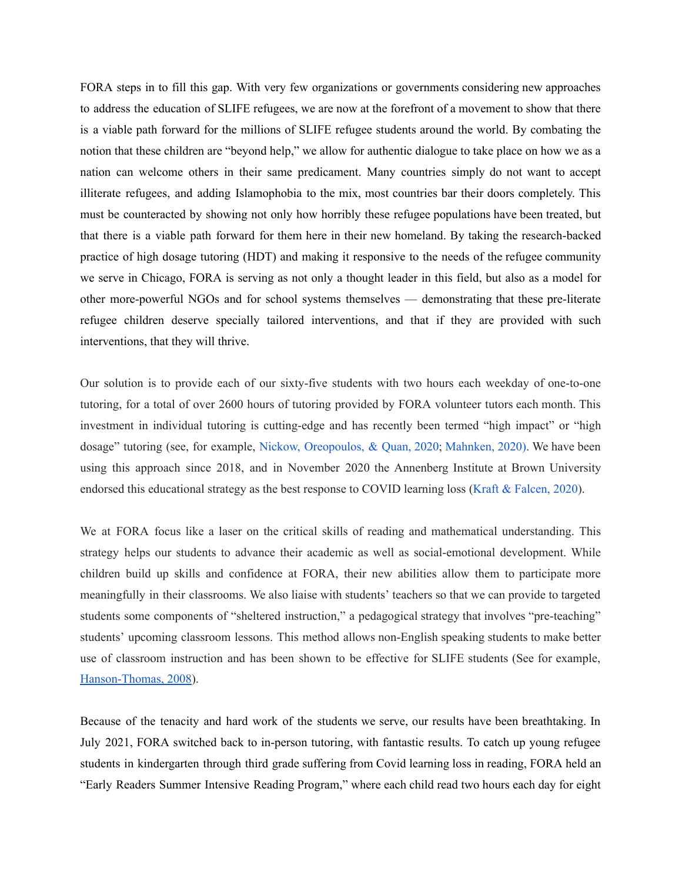FORA steps in to fill this gap. With very few organizations or governments considering new approaches to address the education of SLIFE refugees, we are now at the forefront of a movement to show that there is a viable path forward for the millions of SLIFE refugee students around the world. By combating the notion that these children are "beyond help," we allow for authentic dialogue to take place on how we as a nation can welcome others in their same predicament. Many countries simply do not want to accept illiterate refugees, and adding Islamophobia to the mix, most countries bar their doors completely. This must be counteracted by showing not only how horribly these refugee populations have been treated, but that there is a viable path forward for them here in their new homeland. By taking the research-backed practice of high dosage tutoring (HDT) and making it responsive to the needs of the refugee community we serve in Chicago, FORA is serving as not only a thought leader in this field, but also as a model for other more-powerful NGOs and for school systems themselves — demonstrating that these pre-literate refugee children deserve specially tailored interventions, and that if they are provided with such interventions, that they will thrive.

Our solution is to provide each of our sixty-five students with two hours each weekday of one-to-one tutoring, for a total of over 2600 hours of tutoring provided by FORA volunteer tutors each month. This investment in individual tutoring is cutting-edge and has recently been termed "high impact" or "high dosage" tutoring (see, for example, Nickow, Oreopoulos, & Quan, 2020; Mahnken, 2020). We have been using this approach since 2018, and in November 2020 the Annenberg Institute at Brown University endorsed this educational strategy as the best response to COVID learning loss (Kraft & Falcen, 2020).

We at FORA focus like a laser on the critical skills of reading and mathematical understanding. This strategy helps our students to advance their academic as well as social-emotional development. While children build up skills and confidence at FORA, their new abilities allow them to participate more meaningfully in their classrooms. We also liaise with students' teachers so that we can provide to targeted students some components of "sheltered instruction," a pedagogical strategy that involves "pre-teaching" students' upcoming classroom lessons. This method allows non-English speaking students to make better use of classroom instruction and has been shown to be effective for SLIFE students (See for example, Hanson-Thomas, 2008).

Because of the tenacity and hard work of the students we serve, our results have been breathtaking. In July 2021, FORA switched back to in-person tutoring, with fantastic results. To catch up young refugee students in kindergarten through third grade suffering from Covid learning loss in reading, FORA held an "Early Readers Summer Intensive Reading Program," where each child read two hours each day for eight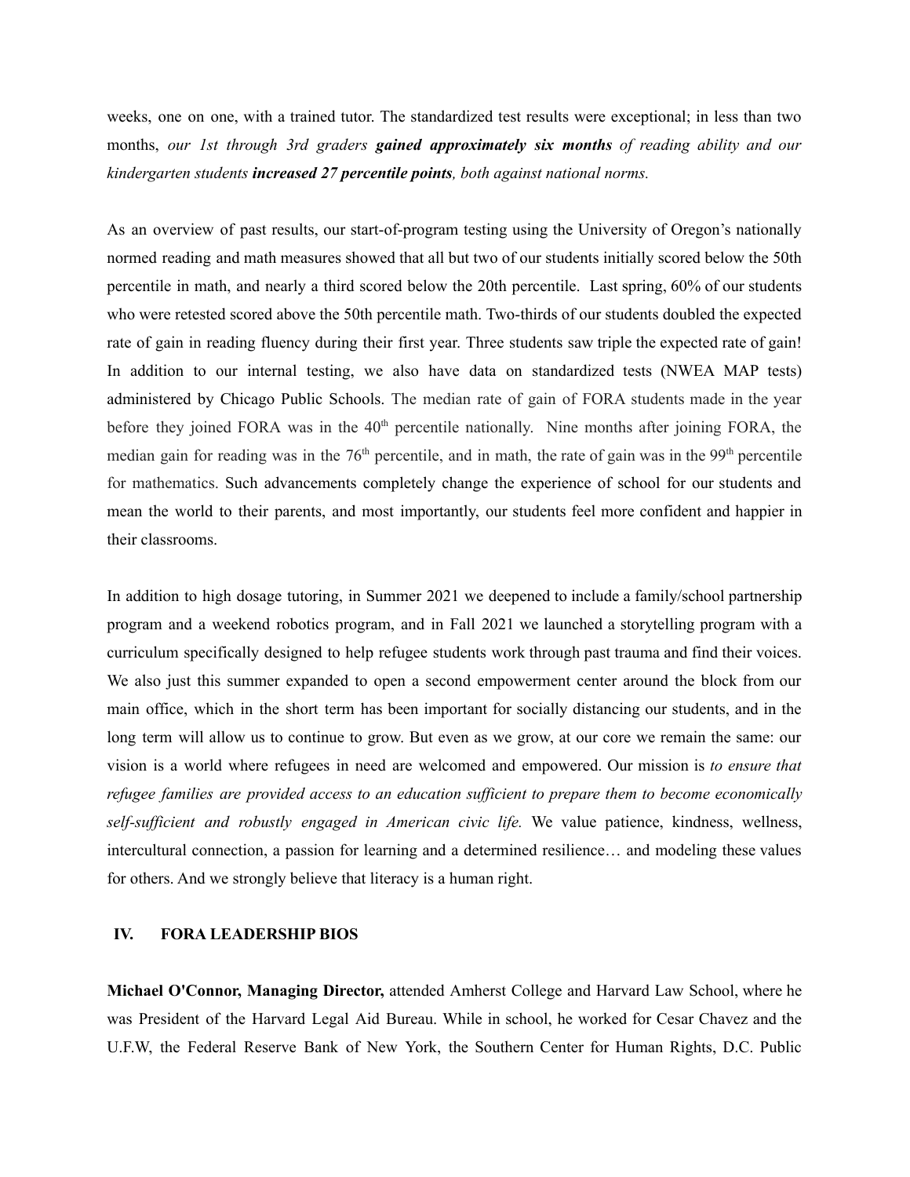weeks, one on one, with a trained tutor. The standardized test results were exceptional; in less than two months, *our 1st through 3rd graders **gained approximately six months** of reading ability and our kindergarten students **increased 27 percentile points**, both against national norms.*

As an overview of past results, our start-of-program testing using the University of Oregon's nationally normed reading and math measures showed that all but two of our students initially scored below the 50th percentile in math, and nearly a third scored below the 20th percentile. Last spring, 60% of our students who were retested scored above the 50th percentile math. Two-thirds of our students doubled the expected rate of gain in reading fluency during their first year. Three students saw triple the expected rate of gain! In addition to our internal testing, we also have data on standardized tests (NWEA MAP tests) administered by Chicago Public Schools. The median rate of gain of FORA students made in the year before they joined FORA was in the 40th percentile nationally. Nine months after joining FORA, the median gain for reading was in the 76th percentile, and in math, the rate of gain was in the 99th percentile for mathematics. Such advancements completely change the experience of school for our students and mean the world to their parents, and most importantly, our students feel more confident and happier in their classrooms.

In addition to high dosage tutoring, in Summer 2021 we deepened to include a family/school partnership program and a weekend robotics program, and in Fall 2021 we launched a storytelling program with a curriculum specifically designed to help refugee students work through past trauma and find their voices. We also just this summer expanded to open a second empowerment center around the block from our main office, which in the short term has been important for socially distancing our students, and in the long term will allow us to continue to grow. But even as we grow, at our core we remain the same: our vision is a world where refugees in need are welcomed and empowered. Our mission is *to ensure that refugee families are provided access to an education sufficient to prepare them to become economically self-sufficient and robustly engaged in American civic life.* We value patience, kindness, wellness, intercultural connection, a passion for learning and a determined resilience… and modeling these values for others. And we strongly believe that literacy is a human right.

## IV. FORA LEADERSHIP BIOS

**Michael O'Connor, Managing Director,** attended Amherst College and Harvard Law School, where he was President of the Harvard Legal Aid Bureau. While in school, he worked for Cesar Chavez and the U.F.W, the Federal Reserve Bank of New York, the Southern Center for Human Rights, D.C. Public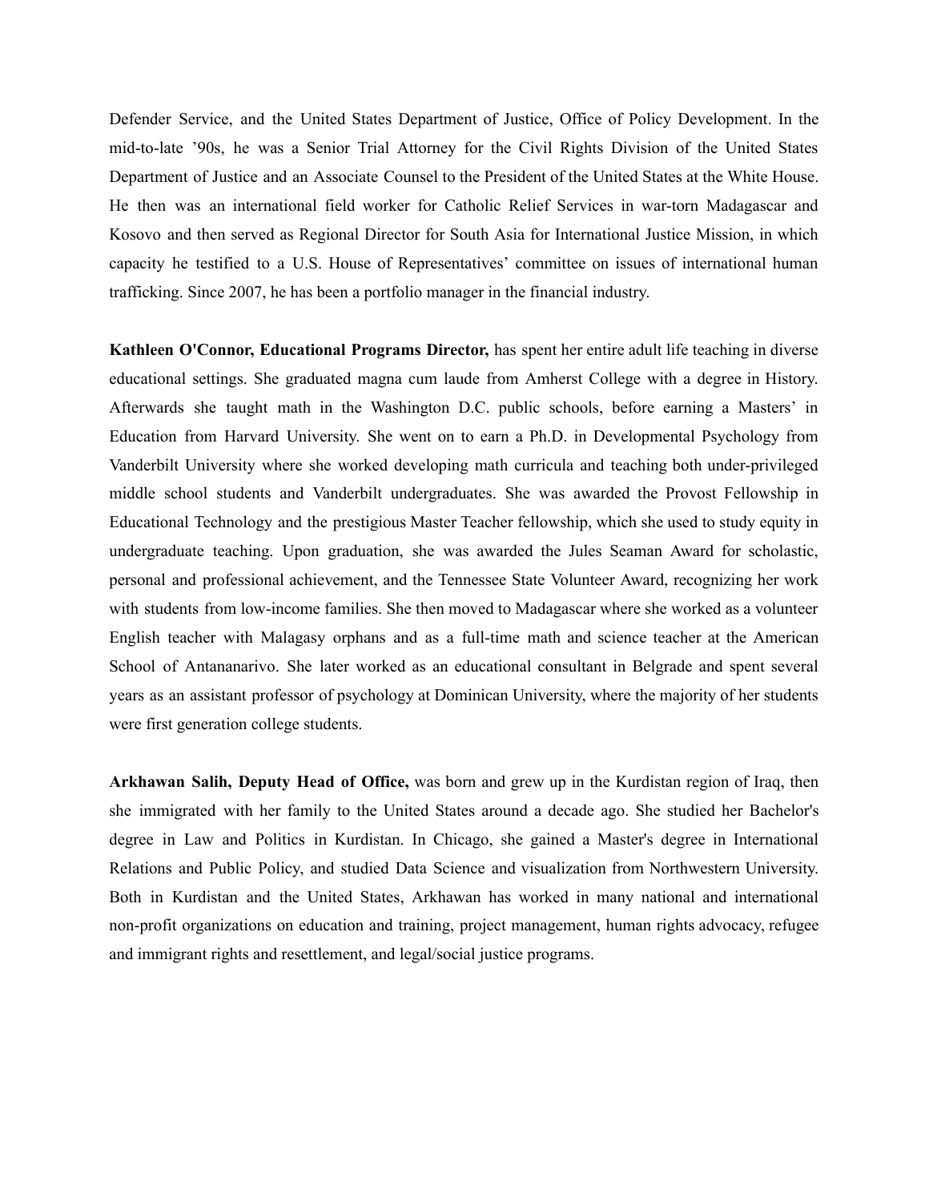Defender Service, and the United States Department of Justice, Office of Policy Development. In the mid-to-late '90s, he was a Senior Trial Attorney for the Civil Rights Division of the United States Department of Justice and an Associate Counsel to the President of the United States at the White House. He then was an international field worker for Catholic Relief Services in war-torn Madagascar and Kosovo and then served as Regional Director for South Asia for International Justice Mission, in which capacity he testified to a U.S. House of Representatives' committee on issues of international human trafficking. Since 2007, he has been a portfolio manager in the financial industry.

**Kathleen O'Connor, Educational Programs Director,** has spent her entire adult life teaching in diverse educational settings. She graduated magna cum laude from Amherst College with a degree in History. Afterwards she taught math in the Washington D.C. public schools, before earning a Masters' in Education from Harvard University. She went on to earn a Ph.D. in Developmental Psychology from Vanderbilt University where she worked developing math curricula and teaching both under-privileged middle school students and Vanderbilt undergraduates. She was awarded the Provost Fellowship in Educational Technology and the prestigious Master Teacher fellowship, which she used to study equity in undergraduate teaching. Upon graduation, she was awarded the Jules Seaman Award for scholastic, personal and professional achievement, and the Tennessee State Volunteer Award, recognizing her work with students from low-income families. She then moved to Madagascar where she worked as a volunteer English teacher with Malagasy orphans and as a full-time math and science teacher at the American School of Antananarivo. She later worked as an educational consultant in Belgrade and spent several years as an assistant professor of psychology at Dominican University, where the majority of her students were first generation college students.

**Arkhawan Salih, Deputy Head of Office,** was born and grew up in the Kurdistan region of Iraq, then she immigrated with her family to the United States around a decade ago. She studied her Bachelor's degree in Law and Politics in Kurdistan. In Chicago, she gained a Master's degree in International Relations and Public Policy, and studied Data Science and visualization from Northwestern University. Both in Kurdistan and the United States, Arkhawan has worked in many national and international non-profit organizations on education and training, project management, human rights advocacy, refugee and immigrant rights and resettlement, and legal/social justice programs.